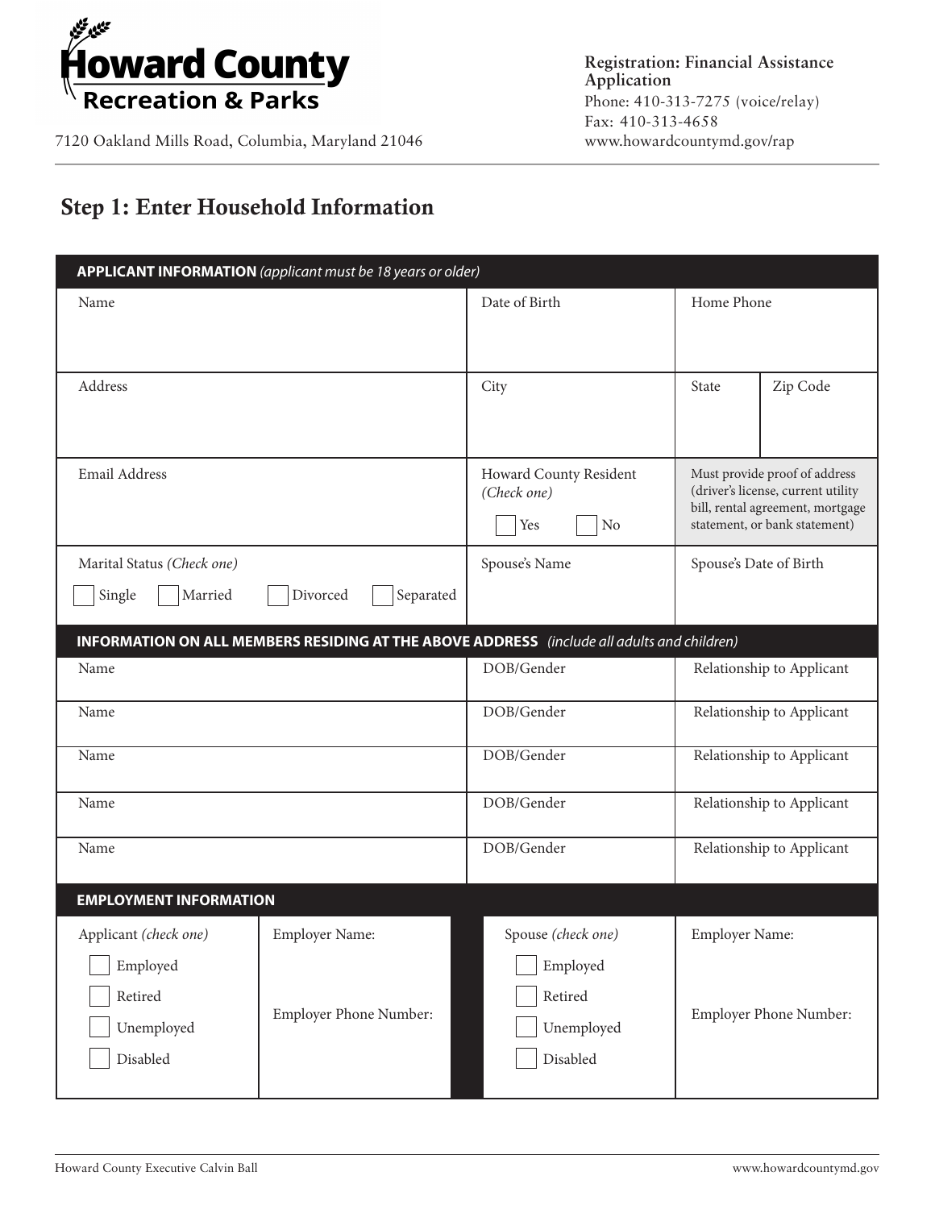**Howard County Recreation & Parks**

7120 Oakland Mills Road, Columbia, Maryland 21046

**Registration: Financial Assistance Application**
Phone: 410-313-7275 (voice/relay)
Fax: 410-313-4658
www.howardcountymd.gov/rap

## Step 1: Enter Household Information

| **APPLICANT INFORMATION** *(applicant must be 18 years or older)* | | | |
|---|---|---|---|
| Name | Date of Birth | Home Phone | |
| Address | City | State | Zip Code |
| Email Address | Howard County Resident *(Check one)* ☐ Yes ☐ No | Must provide proof of address (driver's license, current utility bill, rental agreement, mortgage statement, or bank statement) | |
| Marital Status *(Check one)* ☐ Single ☐ Married ☐ Divorced ☐ Separated | Spouse's Name | Spouse's Date of Birth | |

| **INFORMATION ON ALL MEMBERS RESIDING AT THE ABOVE ADDRESS** *(include all adults and children)* | | |
|---|---|---|
| Name | DOB/Gender | Relationship to Applicant |
| Name | DOB/Gender | Relationship to Applicant |
| Name | DOB/Gender | Relationship to Applicant |
| Name | DOB/Gender | Relationship to Applicant |
| Name | DOB/Gender | Relationship to Applicant |

| **EMPLOYMENT INFORMATION** | | | |
|---|---|---|---|
| Applicant *(check one)* ☐ Employed ☐ Retired ☐ Unemployed ☐ Disabled | Employer Name: Employer Phone Number: | Spouse *(check one)* ☐ Employed ☐ Retired ☐ Unemployed ☐ Disabled | Employer Name: Employer Phone Number: |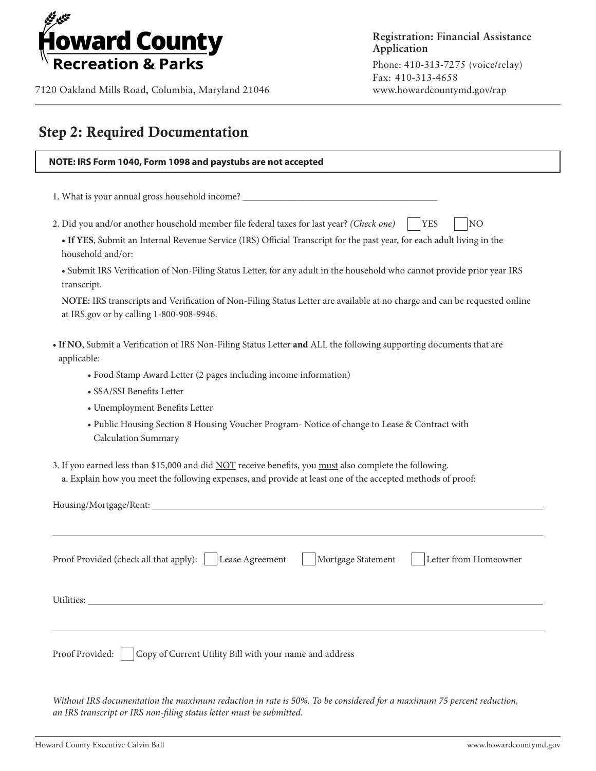Howard County Recreation & Parks

7120 Oakland Mills Road, Columbia, Maryland 21046

**Registration: Financial Assistance Application**

Phone: 410-313-7275 (voice/relay)
Fax: 410-313-4658
www.howardcountymd.gov/rap

## Step 2: Required Documentation

**NOTE: IRS Form 1040, Form 1098 and paystubs are not accepted**

1. What is your annual gross household income? ________________________________________

2. Did you and/or another household member file federal taxes for last year? *(Check one)* ☐ YES ☐ NO

   • **If YES**, Submit an Internal Revenue Service (IRS) Official Transcript for the past year, for each adult living in the household and/or:

   • Submit IRS Verification of Non-Filing Status Letter, for any adult in the household who cannot provide prior year IRS transcript.

   **NOTE:** IRS transcripts and Verification of Non-Filing Status Letter are available at no charge and can be requested online at IRS.gov or by calling 1-800-908-9946.

• **If NO**, Submit a Verification of IRS Non-Filing Status Letter **and** ALL the following supporting documents that are applicable:

   - Food Stamp Award Letter (2 pages including income information)
   - SSA/SSI Benefits Letter
   - Unemployment Benefits Letter
   - Public Housing Section 8 Housing Voucher Program- Notice of change to Lease & Contract with Calculation Summary

3. If you earned less than $15,000 and did NOT receive benefits, you must also complete the following.
   a. Explain how you meet the following expenses, and provide at least one of the accepted methods of proof:

Housing/Mortgage/Rent: ________________________________________

________________________________________

Proof Provided (check all that apply): ☐ Lease Agreement ☐ Mortgage Statement ☐ Letter from Homeowner

Utilities: ________________________________________

________________________________________

Proof Provided: ☐ Copy of Current Utility Bill with your name and address

*Without IRS documentation the maximum reduction in rate is 50%. To be considered for a maximum 75 percent reduction, an IRS transcript or IRS non-filing status letter must be submitted.*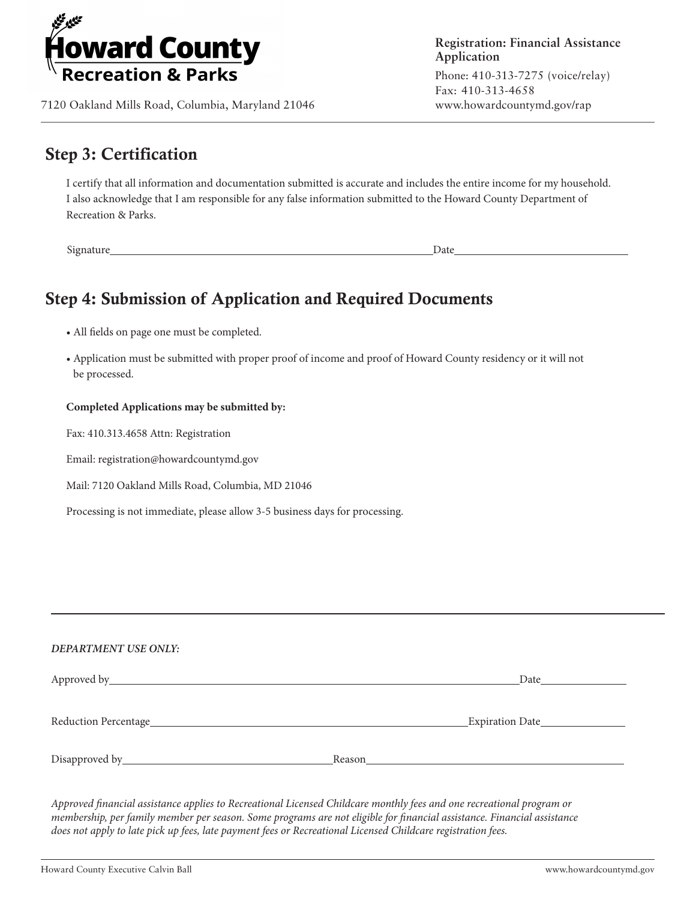Howard County Recreation & Parks

7120 Oakland Mills Road, Columbia, Maryland 21046

**Registration: Financial Assistance Application**

Phone: 410-313-7275 (voice/relay)
Fax: 410-313-4658
www.howardcountymd.gov/rap

## Step 3: Certification

I certify that all information and documentation submitted is accurate and includes the entire income for my household. I also acknowledge that I am responsible for any false information submitted to the Howard County Department of Recreation & Parks.

Signature_______________________________________________ Date_________________________

## Step 4: Submission of Application and Required Documents

- All fields on page one must be completed.
- Application must be submitted with proper proof of income and proof of Howard County residency or it will not be processed.

**Completed Applications may be submitted by:**

Fax: 410.313.4658 Attn: Registration

Email: registration@howardcountymd.gov

Mail: 7120 Oakland Mills Road, Columbia, MD 21046

Processing is not immediate, please allow 3-5 business days for processing.

---

*DEPARTMENT USE ONLY:*

Approved by_______________________________________________ Date_______________

Reduction Percentage_______________________________________ Expiration Date_______________

Disapproved by____________________________ Reason____________________________

*Approved financial assistance applies to Recreational Licensed Childcare monthly fees and one recreational program or membership, per family member per season. Some programs are not eligible for financial assistance. Financial assistance does not apply to late pick up fees, late payment fees or Recreational Licensed Childcare registration fees.*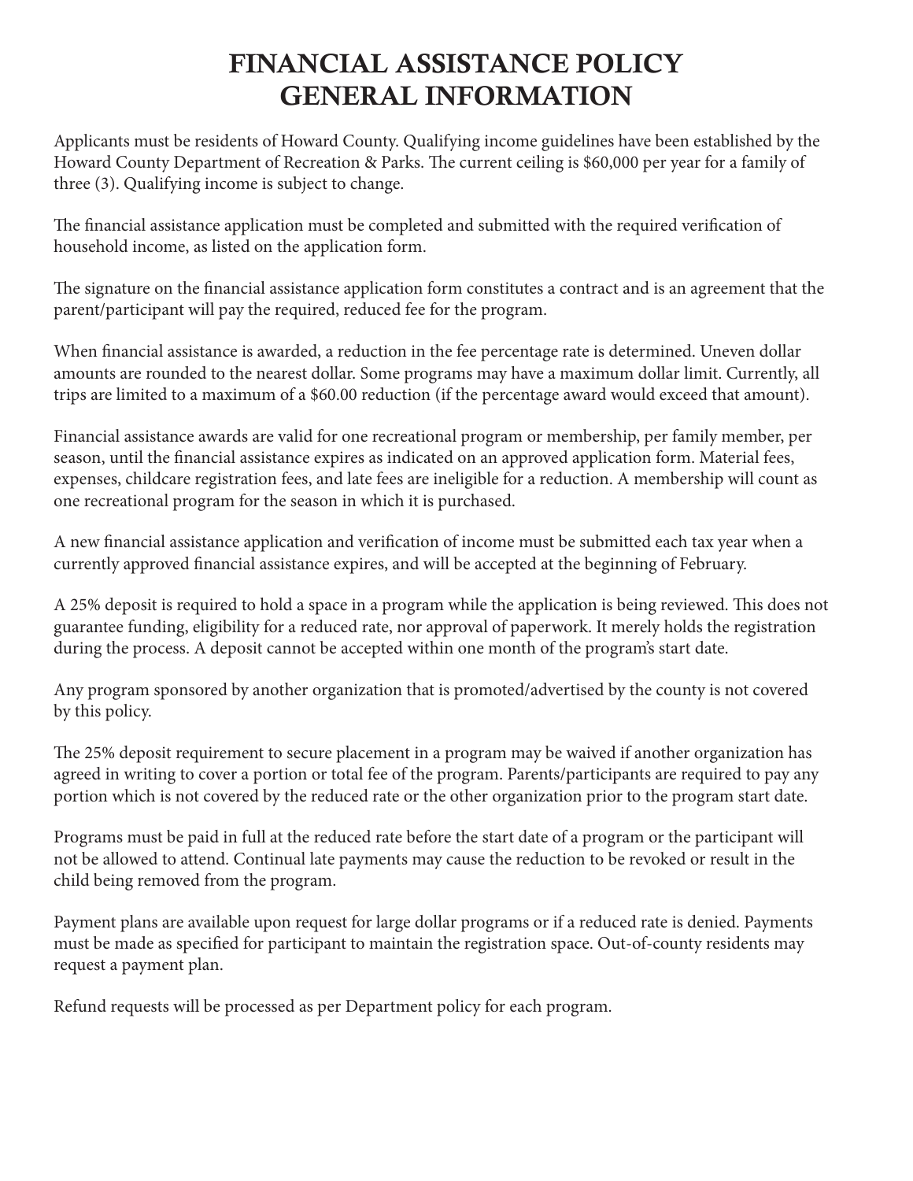# FINANCIAL ASSISTANCE POLICY GENERAL INFORMATION

Applicants must be residents of Howard County. Qualifying income guidelines have been established by the Howard County Department of Recreation & Parks. The current ceiling is $60,000 per year for a family of three (3). Qualifying income is subject to change.

The financial assistance application must be completed and submitted with the required verification of household income, as listed on the application form.

The signature on the financial assistance application form constitutes a contract and is an agreement that the parent/participant will pay the required, reduced fee for the program.

When financial assistance is awarded, a reduction in the fee percentage rate is determined. Uneven dollar amounts are rounded to the nearest dollar. Some programs may have a maximum dollar limit. Currently, all trips are limited to a maximum of a $60.00 reduction (if the percentage award would exceed that amount).

Financial assistance awards are valid for one recreational program or membership, per family member, per season, until the financial assistance expires as indicated on an approved application form. Material fees, expenses, childcare registration fees, and late fees are ineligible for a reduction. A membership will count as one recreational program for the season in which it is purchased.

A new financial assistance application and verification of income must be submitted each tax year when a currently approved financial assistance expires, and will be accepted at the beginning of February.

A 25% deposit is required to hold a space in a program while the application is being reviewed. This does not guarantee funding, eligibility for a reduced rate, nor approval of paperwork. It merely holds the registration during the process. A deposit cannot be accepted within one month of the program's start date.

Any program sponsored by another organization that is promoted/advertised by the county is not covered by this policy.

The 25% deposit requirement to secure placement in a program may be waived if another organization has agreed in writing to cover a portion or total fee of the program. Parents/participants are required to pay any portion which is not covered by the reduced rate or the other organization prior to the program start date.

Programs must be paid in full at the reduced rate before the start date of a program or the participant will not be allowed to attend. Continual late payments may cause the reduction to be revoked or result in the child being removed from the program.

Payment plans are available upon request for large dollar programs or if a reduced rate is denied. Payments must be made as specified for participant to maintain the registration space. Out-of-county residents may request a payment plan.

Refund requests will be processed as per Department policy for each program.